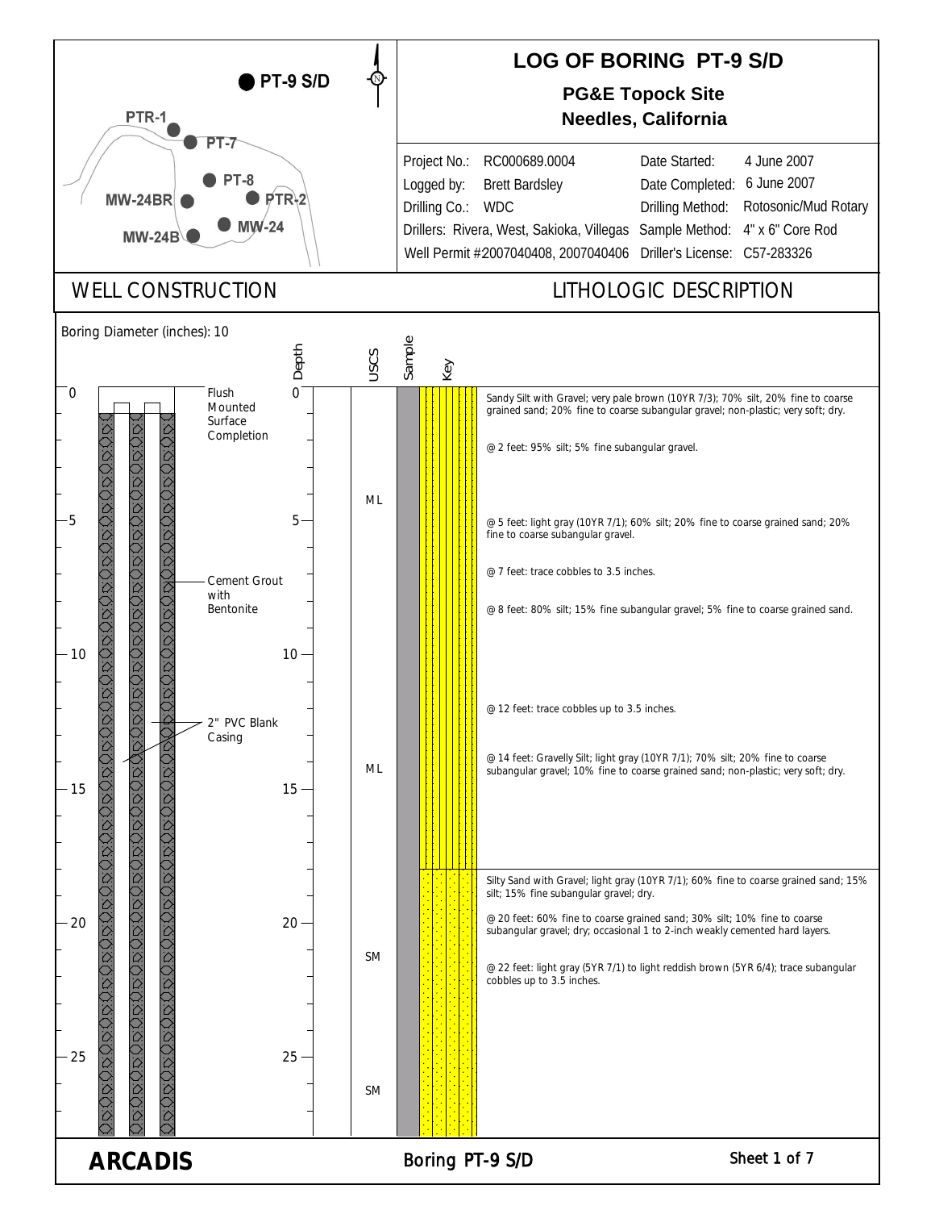# LOG OF BORING PT-9 S/D

**PG&E Topock Site**
**Needles, California**

Location map labels: PT-9 S/D, PTR-1, PT-7, PT-8, PTR-2, MW-24BR, MW-24, MW-24B, N

| | | | |
|---|---|---|---|
| Project No.: | RC000689.0004 | Date Started: | 4 June 2007 |
| Logged by: | Brett Bardsley | Date Completed: | 6 June 2007 |
| Drilling Co.: | WDC | Drilling Method: | Rotosonic/Mud Rotary |
| Drillers: | Rivera, West, Sakioka, Villegas | Sample Method: | 4" x 6" Core Rod |
| Well Permit # | 2007040408, 2007040406 | Driller's License: | C57-283326 |

## WELL CONSTRUCTION

Boring Diameter (inches): 10

- 0: Flush Mounted Surface Completion
- Cement Grout with Bentonite
- 2" PVC Blank Casing

## LITHOLOGIC DESCRIPTION

| Depth | USCS | Description |
|---|---|---|
| 0 | ML | Sandy Silt with Gravel; very pale brown (10YR 7/3); 70% silt, 20% fine to coarse grained sand; 20% fine to coarse subangular gravel; non-plastic; very soft; dry. |
| | | @ 2 feet: 95% silt; 5% fine subangular gravel. |
| 5 | | @ 5 feet: light gray (10YR 7/1); 60% silt; 20% fine to coarse grained sand; 20% fine to coarse subangular gravel. |
| | | @ 7 feet: trace cobbles to 3.5 inches. |
| | | @ 8 feet: 80% silt; 15% fine subangular gravel; 5% fine to coarse grained sand. |
| | | @ 12 feet: trace cobbles up to 3.5 inches. |
| | ML | @ 14 feet: Gravelly Silt; light gray (10YR 7/1); 70% silt; 20% fine to coarse subangular gravel; 10% fine to coarse grained sand; non-plastic; very soft; dry. |
| 18 | SM | Silty Sand with Gravel; light gray (10YR 7/1); 60% fine to coarse grained sand; 15% silt; 15% fine subangular gravel; dry. |
| 20 | | @ 20 feet: 60% fine to coarse grained sand; 30% silt; 10% fine to coarse subangular gravel; dry; occasional 1 to 2-inch weakly cemented hard layers. |
| | | @ 22 feet: light gray (5YR 7/1) to light reddish brown (5YR 6/4); trace subangular cobbles up to 3.5 inches. |
| 25 | SM | |

ARCADIS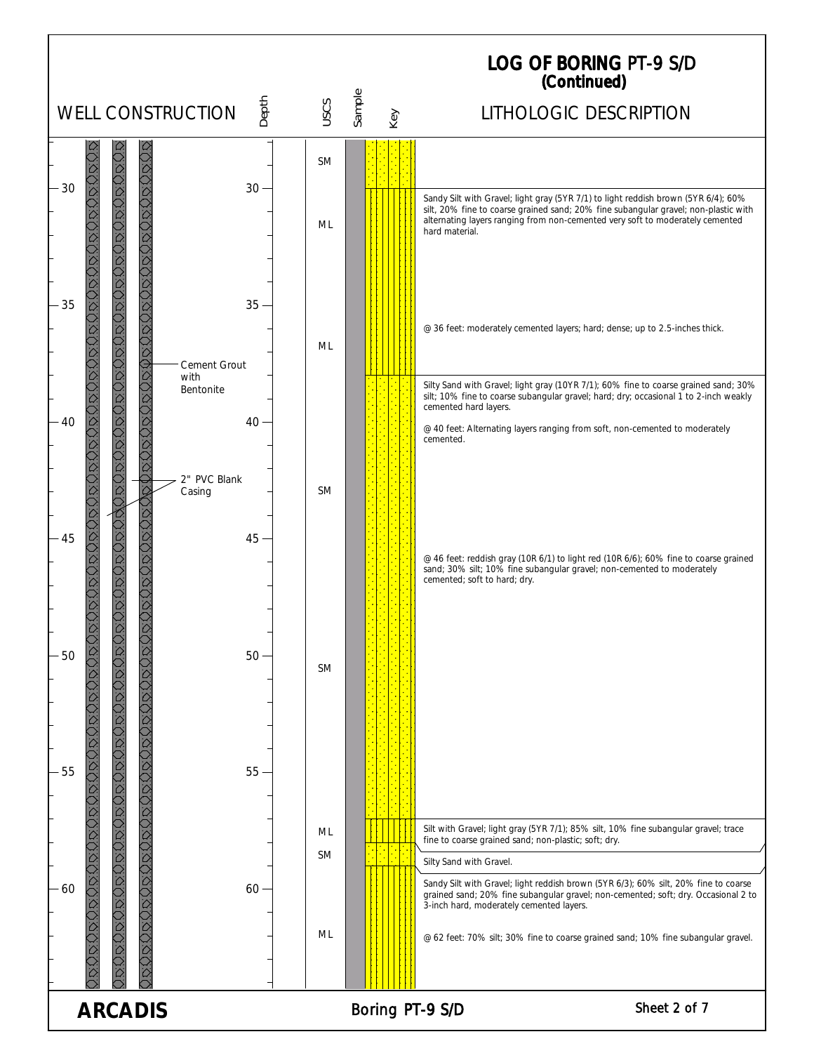# LOG OF BORING PT-9 S/D (Continued)

| Depth (ft) | Well Construction | USCS | Lithologic Description |
|---|---|---|---|
| 28–30 | Cement Grout with Bentonite; 2" PVC Blank Casing | SM | |
| 30–38 | | ML | Sandy Silt with Gravel; light gray (5YR 7/1) to light reddish brown (5YR 6/4); 60% silt, 20% fine to coarse grained sand; 20% fine subangular gravel; non-plastic with alternating layers ranging from non-cemented very soft to moderately cemented hard material. |
| 36 | | ML | @ 36 feet: moderately cemented layers; hard; dense; up to 2.5-inches thick. |
| 38–57 | | SM | Silty Sand with Gravel; light gray (10YR 7/1); 60% fine to coarse grained sand; 30% silt; 10% fine to coarse subangular gravel; hard; dry; occasional 1 to 2-inch weakly cemented hard layers. |
| 40 | | SM | @ 40 feet: Alternating layers ranging from soft, non-cemented to moderately cemented. |
| 46 | | SM | @ 46 feet: reddish gray (10R 6/1) to light red (10R 6/6); 60% fine to coarse grained sand; 30% silt; 10% fine subangular gravel; non-cemented to moderately cemented; soft to hard; dry. |
| 57–58 | | ML | Silt with Gravel; light gray (5YR 7/1); 85% silt, 10% fine subangular gravel; trace fine to coarse grained sand; non-plastic; soft; dry. |
| 58–59 | | SM | Silty Sand with Gravel. |
| 59–64 | | ML | Sandy Silt with Gravel; light reddish brown (5YR 6/3); 60% silt, 20% fine to coarse grained sand; 20% fine subangular gravel; non-cemented; soft; dry. Occasional 2 to 3-inch hard, moderately cemented layers. |
| 62 | | ML | @ 62 feet: 70% silt; 30% fine to coarse grained sand; 10% fine subangular gravel. |

ARCADIS

Boring PT-9 S/D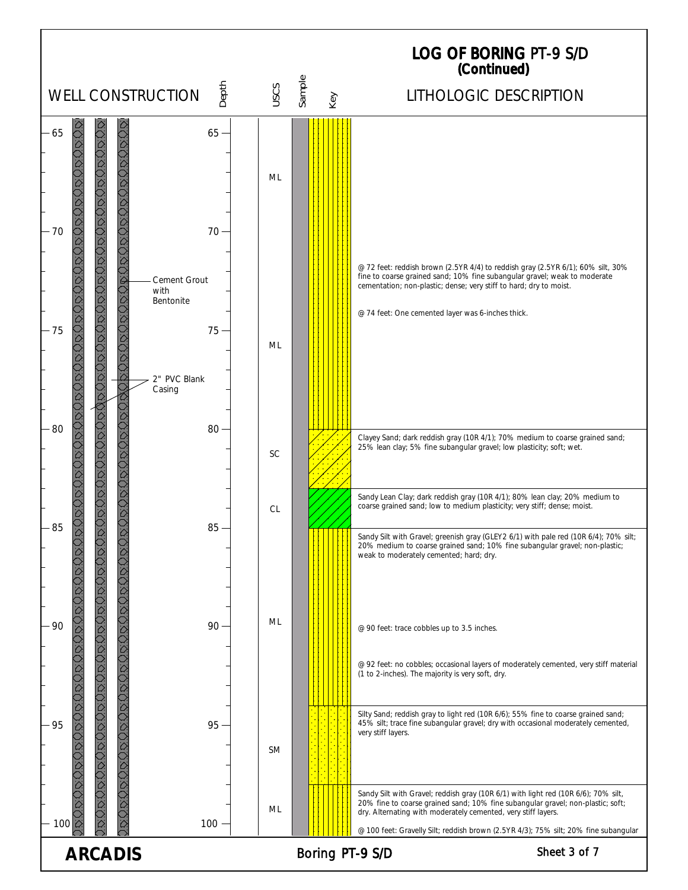# LOG OF BORING PT-9 S/D (Continued)

| Depth | Well Construction | USCS | Lithologic Description |
|---|---|---|---|
| 65–72 | Cement Grout with Bentonite; 2" PVC Blank Casing | ML | |
| 72–80 | | ML | @ 72 feet: reddish brown (2.5YR 4/4) to reddish gray (2.5YR 6/1); 60% silt, 30% fine to coarse grained sand; 10% fine subangular gravel; weak to moderate cementation; non-plastic; dense; very stiff to hard; dry to moist. @ 74 feet: One cemented layer was 6-inches thick. |
| 80–83 | | SC | Clayey Sand; dark reddish gray (10R 4/1); 70% medium to coarse grained sand; 25% lean clay; 5% fine subangular gravel; low plasticity; soft; wet. |
| 83–85 | | CL | Sandy Lean Clay; dark reddish gray (10R 4/1); 80% lean clay; 20% medium to coarse grained sand; low to medium plasticity; very stiff; dense; moist. |
| 85–94 | | ML | Sandy Silt with Gravel; greenish gray (GLEY2 6/1) with pale red (10R 6/4); 70% silt; 20% medium to coarse grained sand; 10% fine subangular gravel; non-plastic; weak to moderately cemented; hard; dry. @ 90 feet: trace cobbles up to 3.5 inches. @ 92 feet: no cobbles; occasional layers of moderately cemented, very stiff material (1 to 2-inches). The majority is very soft, dry. |
| 94–98 | | SM | Silty Sand; reddish gray to light red (10R 6/6); 55% fine to coarse grained sand; 45% silt; trace fine subangular gravel; dry with occasional moderately cemented, very stiff layers. |
| 98–100 | | ML | Sandy Silt with Gravel; reddish gray (10R 6/1) with light red (10R 6/6); 70% silt, 20% fine to coarse grained sand; 10% fine subangular gravel; non-plastic; soft; dry. Alternating with moderately cemented, very stiff layers. @ 100 feet: Gravelly Silt; reddish brown (2.5YR 4/3); 75% silt; 20% fine subangular |

ARCADIS

Boring PT-9 S/D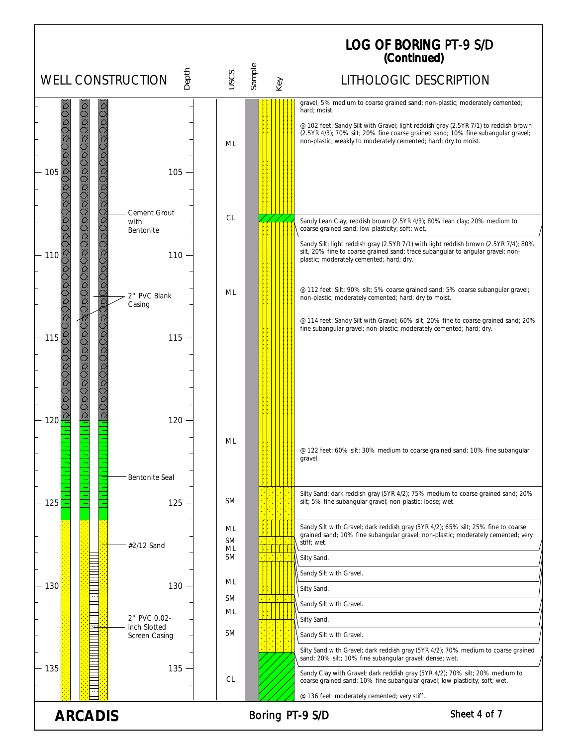# LOG OF BORING PT-9 S/D (Continued)

| Depth | WELL CONSTRUCTION | USCS | LITHOLOGIC DESCRIPTION |
|---|---|---|---|
| | | ML | gravel; 5% medium to coarse grained sand; non-plastic; moderately cemented; hard; moist. |
| | | | @ 102 feet: Sandy Silt with Gravel; light reddish gray (2.5YR 7/1) to reddish brown (2.5YR 4/3); 70% silt; 20% fine coarse grained sand; 10% fine subangular gravel; non-plastic; weakly to moderately cemented; hard; dry to moist. |
| 105 | Cement Grout with Bentonite | | |
| | | CL | Sandy Lean Clay; reddish brown (2.5YR 4/3); 80% lean clay; 20% medium to coarse grained sand; low plasticity; soft; wet. |
| 110 | | ML | Sandy Silt; light reddish gray (2.5YR 7/1) with light reddish brown (2.5YR 7/4); 80% silt, 20% fine to coarse grained sand; trace subangular to angular gravel; non-plastic; moderately cemented; hard; dry. |
| | 2" PVC Blank Casing | | @ 112 feet: Silt; 90% silt; 5% coarse grained sand; 5% coarse subangular gravel; non-plastic; moderately cemented; hard; dry to moist. |
| | | | @ 114 feet: Sandy Silt with Gravel; 60% silt; 20% fine to coarse grained sand; 20% fine subangular gravel; non-plastic; moderately cemented; hard; dry. |
| 115 | | | |
| 120 | | ML | @ 122 feet: 60% silt; 30% medium to coarse grained sand; 10% fine subangular gravel. |
| | Bentonite Seal | | |
| 125 | | SM | Silty Sand; dark reddish gray (5YR 4/2); 75% medium to coarse grained sand; 20% silt; 5% fine subangular gravel; non-plastic; loose; wet. |
| | | ML | Sandy Silt with Gravel; dark reddish gray (5YR 4/2); 65% silt; 25% fine to coarse grained sand; 10% fine subangular gravel; non-plastic; moderately cemented; very stiff; wet. |
| | #2/12 Sand | SM | Silty Sand. |
| | | ML | Sandy Silt with Gravel. |
| 130 | | SM | Silty Sand. |
| | | ML | Sandy Silt with Gravel. |
| | 2" PVC 0.02-inch Slotted Screen Casing | SM | Silty Sand. |
| | | ML | Sandy Silt with Gravel. |
| | | SM | Silty Sand with Gravel; dark reddish gray (5YR 4/2); 70% medium to coarse grained sand; 20% silt; 10% fine subangular gravel; dense; wet. |
| 135 | | CL | Sandy Clay with Gravel; dark reddish gray (5YR 4/2); 70% silt; 20% medium to coarse grained sand; 10% fine subangular gravel; low plasticity; soft; wet. |
| | | | @ 136 feet: moderately cemented; very stiff. |

**ARCADIS** — Boring PT-9 S/D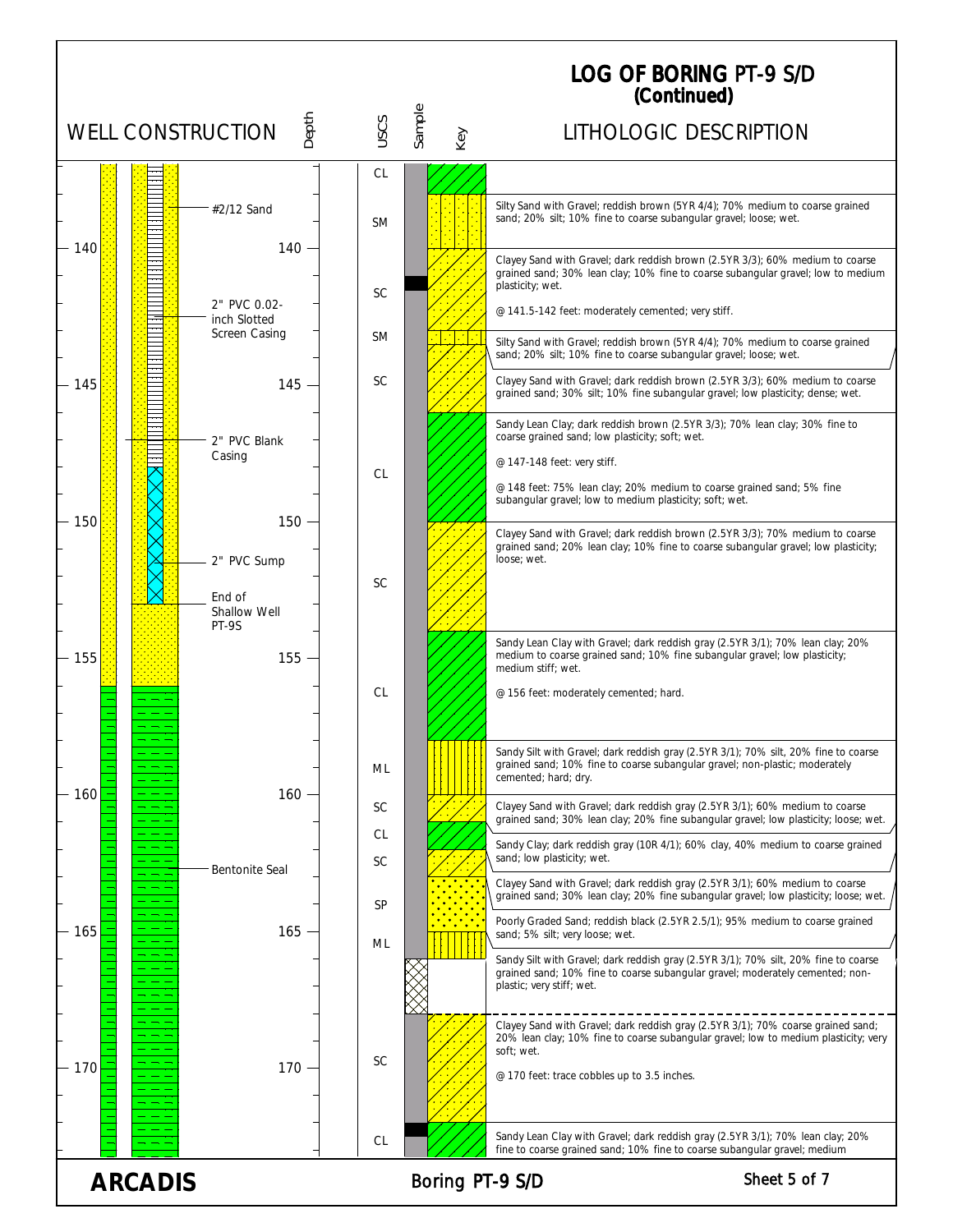# LOG OF BORING PT-9 S/D
## (Continued)

**WELL CONSTRUCTION**

- #2/12 Sand
- 2" PVC 0.02-inch Slotted Screen Casing
- 2" PVC Blank Casing
- 2" PVC Sump
- End of Shallow Well PT-9S
- Bentonite Seal

| USCS | LITHOLOGIC DESCRIPTION |
|---|---|
| CL | |
| SM | Silty Sand with Gravel; reddish brown (5YR 4/4); 70% medium to coarse grained sand; 20% silt; 10% fine to coarse subangular gravel; loose; wet. |
| SC | Clayey Sand with Gravel; dark reddish brown (2.5YR 3/3); 60% medium to coarse grained sand; 30% lean clay; 10% fine to coarse subangular gravel; low to medium plasticity; wet.<br>@ 141.5-142 feet: moderately cemented; very stiff. |
| SM | Silty Sand with Gravel; reddish brown (5YR 4/4); 70% medium to coarse grained sand; 20% silt; 10% fine to coarse subangular gravel; loose; wet. |
| SC | Clayey Sand with Gravel; dark reddish brown (2.5YR 3/3); 60% medium to coarse grained sand; 30% silt; 10% fine subangular gravel; low plasticity; dense; wet. |
| CL | Sandy Lean Clay; dark reddish brown (2.5YR 3/3); 70% lean clay; 30% fine to coarse grained sand; low plasticity; soft; wet.<br>@ 147-148 feet: very stiff.<br>@ 148 feet: 75% lean clay; 20% medium to coarse grained sand; 5% fine subangular gravel; low to medium plasticity; soft; wet. |
| SC | Clayey Sand with Gravel; dark reddish brown (2.5YR 3/3); 70% medium to coarse grained sand; 20% lean clay; 10% fine to coarse subangular gravel; low plasticity; loose; wet. |
| CL | Sandy Lean Clay with Gravel; dark reddish gray (2.5YR 3/1); 70% lean clay; 20% medium to coarse grained sand; 10% fine subangular gravel; low plasticity; medium stiff; wet.<br>@ 156 feet: moderately cemented; hard. |
| ML | Sandy Silt with Gravel; dark reddish gray (2.5YR 3/1); 70% silt, 20% fine to coarse grained sand; 10% fine to coarse subangular gravel; non-plastic; moderately cemented; hard; dry. |
| SC | Clayey Sand with Gravel; dark reddish gray (2.5YR 3/1); 60% medium to coarse grained sand; 30% lean clay; 20% fine subangular gravel; low plasticity; loose; wet. |
| CL | Sandy Clay; dark reddish gray (10R 4/1); 60% clay, 40% medium to coarse grained sand; low plasticity; wet. |
| SC | Clayey Sand with Gravel; dark reddish gray (2.5YR 3/1); 60% medium to coarse grained sand; 30% lean clay; 20% fine subangular gravel; low plasticity; loose; wet. |
| SP | Poorly Graded Sand; reddish black (2.5YR 2.5/1); 95% medium to coarse grained sand; 5% silt; very loose; wet. |
| ML | Sandy Silt with Gravel; dark reddish gray (2.5YR 3/1); 70% silt, 20% fine to coarse grained sand; 10% fine to coarse subangular gravel; moderately cemented; non-plastic; very stiff; wet. |
| SC | Clayey Sand with Gravel; dark reddish gray (2.5YR 3/1); 70% coarse grained sand; 20% lean clay; 10% fine to coarse subangular gravel; low to medium plasticity; very soft; wet.<br>@ 170 feet: trace cobbles up to 3.5 inches. |
| CL | Sandy Lean Clay with Gravel; dark reddish gray (2.5YR 3/1); 70% lean clay; 20% fine to coarse grained sand; 10% fine to coarse subangular gravel; medium |

**ARCADIS** — Boring PT-9 S/D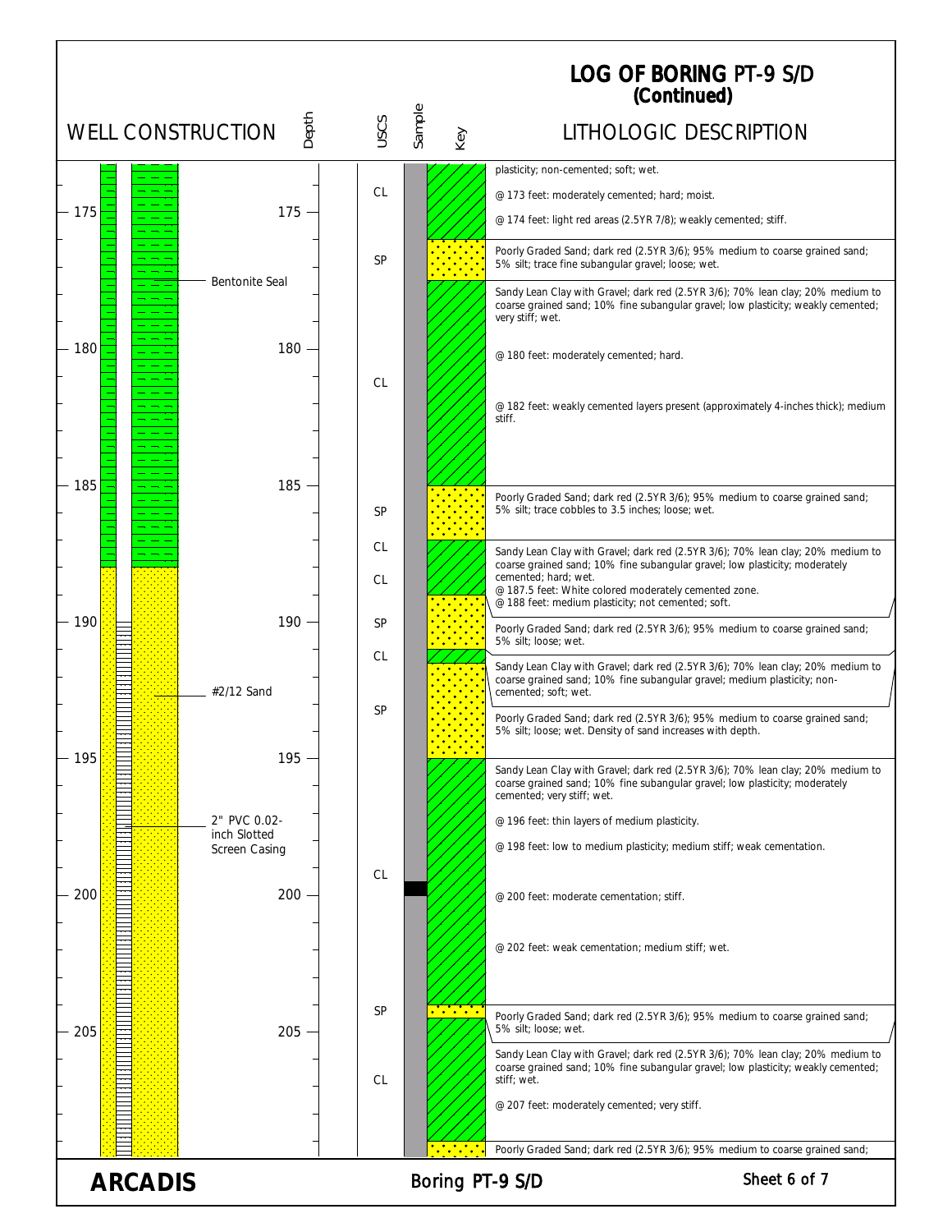# LOG OF BORING PT-9 S/D
## (Continued)

| Depth | Well Construction | USCS | Lithologic Description |
|---|---|---|---|
| | Bentonite Seal | CL | plasticity; non-cemented; soft; wet. |
| | | | @ 173 feet: moderately cemented; hard; moist. |
| 175 | | | @ 174 feet: light red areas (2.5YR 7/8); weakly cemented; stiff. |
| | | SP | Poorly Graded Sand; dark red (2.5YR 3/6); 95% medium to coarse grained sand; 5% silt; trace fine subangular gravel; loose; wet. |
| | | CL | Sandy Lean Clay with Gravel; dark red (2.5YR 3/6); 70% lean clay; 20% medium to coarse grained sand; 10% fine subangular gravel; low plasticity; weakly cemented; very stiff; wet. |
| 180 | | | @ 180 feet: moderately cemented; hard. |
| | | | @ 182 feet: weakly cemented layers present (approximately 4-inches thick); medium stiff. |
| 185 | | SP | Poorly Graded Sand; dark red (2.5YR 3/6); 95% medium to coarse grained sand; 5% silt; trace cobbles to 3.5 inches; loose; wet. |
| | | CL | Sandy Lean Clay with Gravel; dark red (2.5YR 3/6); 70% lean clay; 20% medium to coarse grained sand; 10% fine subangular gravel; low plasticity; moderately cemented; hard; wet. |
| | | CL | @ 187.5 feet: White colored moderately cemented zone. |
| | | | @ 188 feet: medium plasticity; not cemented; soft. |
| 190 | #2/12 Sand | SP | Poorly Graded Sand; dark red (2.5YR 3/6); 95% medium to coarse grained sand; 5% silt; loose; wet. |
| | | CL | Sandy Lean Clay with Gravel; dark red (2.5YR 3/6); 70% lean clay; 20% medium to coarse grained sand; 10% fine subangular gravel; medium plasticity; non-cemented; soft; wet. |
| | | SP | Poorly Graded Sand; dark red (2.5YR 3/6); 95% medium to coarse grained sand; 5% silt; loose; wet. Density of sand increases with depth. |
| 195 | 2" PVC 0.02-inch Slotted Screen Casing | CL | Sandy Lean Clay with Gravel; dark red (2.5YR 3/6); 70% lean clay; 20% medium to coarse grained sand; 10% fine subangular gravel; low plasticity; moderately cemented; very stiff; wet. |
| | | | @ 196 feet: thin layers of medium plasticity. |
| | | | @ 198 feet: low to medium plasticity; medium stiff; weak cementation. |
| 200 | | | @ 200 feet: moderate cementation; stiff. |
| | | | @ 202 feet: weak cementation; medium stiff; wet. |
| 205 | | SP | Poorly Graded Sand; dark red (2.5YR 3/6); 95% medium to coarse grained sand; 5% silt; loose; wet. |
| | | CL | Sandy Lean Clay with Gravel; dark red (2.5YR 3/6); 70% lean clay; 20% medium to coarse grained sand; 10% fine subangular gravel; low plasticity; weakly cemented; stiff; wet. |
| | | | @ 207 feet: moderately cemented; very stiff. |
| | | | Poorly Graded Sand; dark red (2.5YR 3/6); 95% medium to coarse grained sand; |

ARCADIS

Boring PT-9 S/D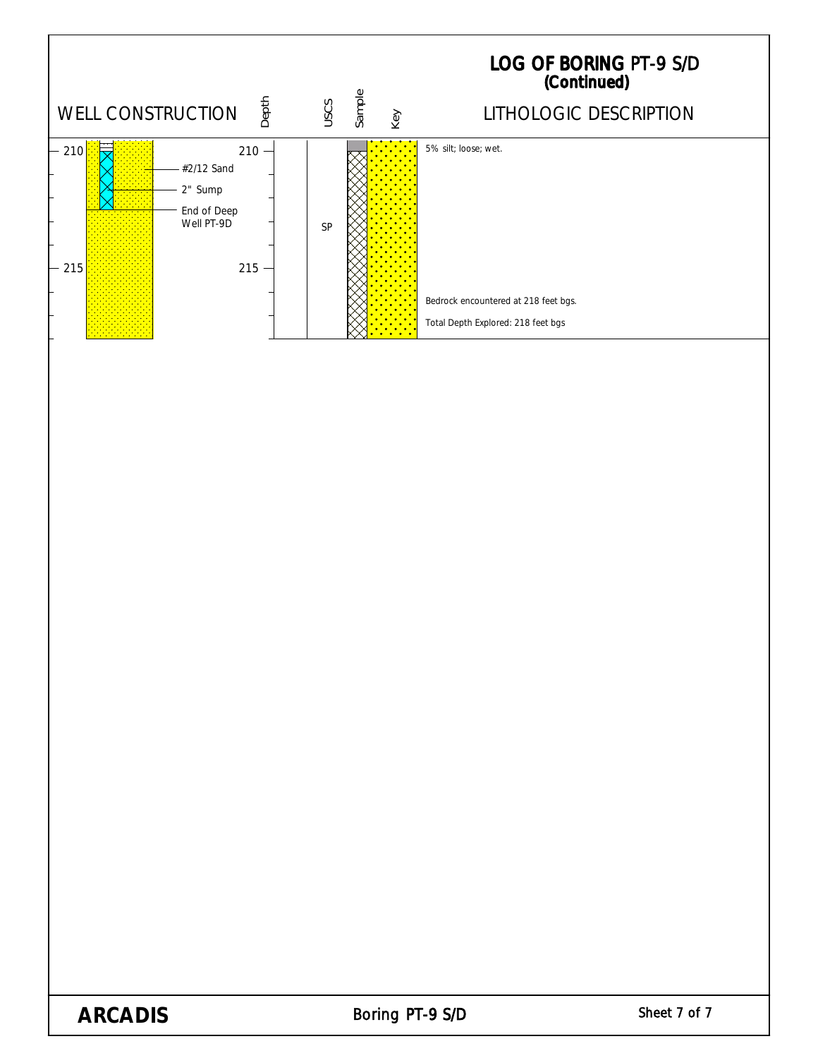# LOG OF BORING PT-9 S/D
## (Continued)

WELL CONSTRUCTION | Depth | USCS | Sample | Key | LITHOLOGIC DESCRIPTION

210

#2/12 Sand

2" Sump

End of Deep Well PT-9D

215

SP

5% silt; loose; wet.

Bedrock encountered at 218 feet bgs.

Total Depth Explored: 218 feet bgs

**ARCADIS**

Boring PT-9 S/D